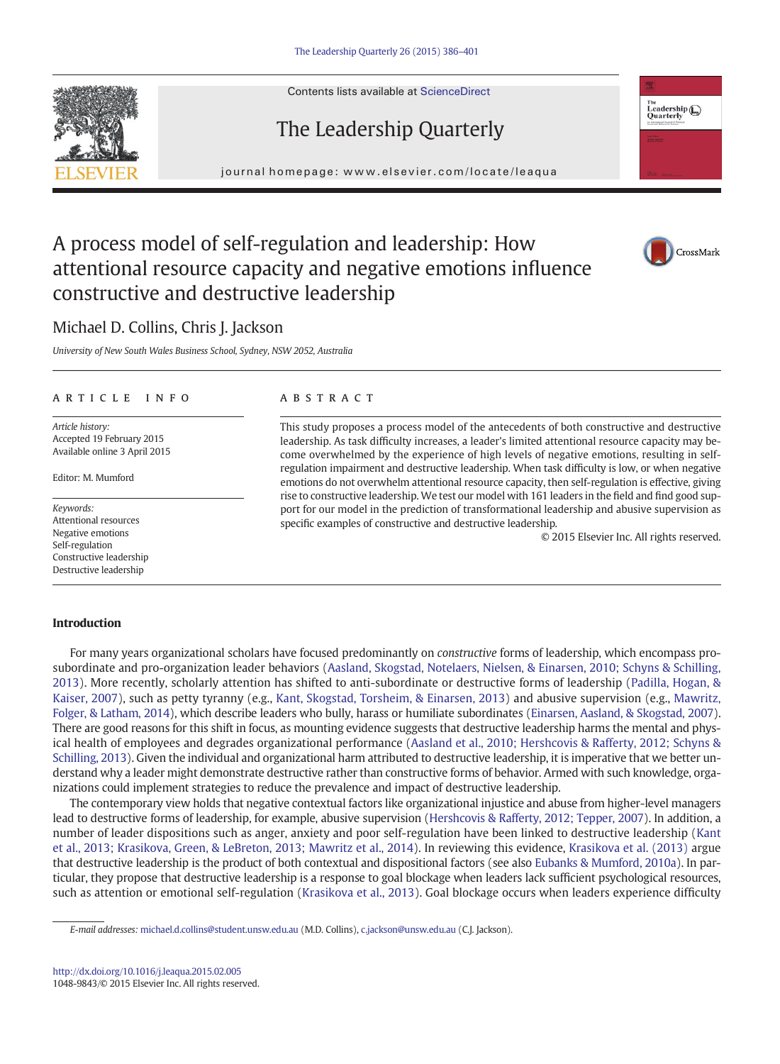# A process model of self-regulation and leadership: How attentional resource capacity and negative emotions influence constructive and destructive leadership

Michael D. Collins, Chris J. Jackson

*University of New South Wales Business School, Sydney, NSW 2052, Australia*

## ARTICLE INFO

*Article history:*
Accepted 19 February 2015
Available online 3 April 2015

Editor: M. Mumford

*Keywords:*
Attentional resources
Negative emotions
Self-regulation
Constructive leadership
Destructive leadership

## ABSTRACT

This study proposes a process model of the antecedents of both constructive and destructive leadership. As task difficulty increases, a leader's limited attentional resource capacity may become overwhelmed by the experience of high levels of negative emotions, resulting in self-regulation impairment and destructive leadership. When task difficulty is low, or when negative emotions do not overwhelm attentional resource capacity, then self-regulation is effective, giving rise to constructive leadership. We test our model with 161 leaders in the field and find good support for our model in the prediction of transformational leadership and abusive supervision as specific examples of constructive and destructive leadership.

© 2015 Elsevier Inc. All rights reserved.

## Introduction

For many years organizational scholars have focused predominantly on *constructive* forms of leadership, which encompass pro-subordinate and pro-organization leader behaviors (Aasland, Skogstad, Notelaers, Nielsen, & Einarsen, 2010; Schyns & Schilling, 2013). More recently, scholarly attention has shifted to anti-subordinate or destructive forms of leadership (Padilla, Hogan, & Kaiser, 2007), such as petty tyranny (e.g., Kant, Skogstad, Torsheim, & Einarsen, 2013) and abusive supervision (e.g., Mawritz, Folger, & Latham, 2014), which describe leaders who bully, harass or humiliate subordinates (Einarsen, Aasland, & Skogstad, 2007). There are good reasons for this shift in focus, as mounting evidence suggests that destructive leadership harms the mental and physical health of employees and degrades organizational performance (Aasland et al., 2010; Hershcovis & Rafferty, 2012; Schyns & Schilling, 2013). Given the individual and organizational harm attributed to destructive leadership, it is imperative that we better understand why a leader might demonstrate destructive rather than constructive forms of behavior. Armed with such knowledge, organizations could implement strategies to reduce the prevalence and impact of destructive leadership.

The contemporary view holds that negative contextual factors like organizational injustice and abuse from higher-level managers lead to destructive forms of leadership, for example, abusive supervision (Hershcovis & Rafferty, 2012; Tepper, 2007). In addition, a number of leader dispositions such as anger, anxiety and poor self-regulation have been linked to destructive leadership (Kant et al., 2013; Krasikova, Green, & LeBreton, 2013; Mawritz et al., 2014). In reviewing this evidence, Krasikova et al. (2013) argue that destructive leadership is the product of both contextual and dispositional factors (see also Eubanks & Mumford, 2010a). In particular, they propose that destructive leadership is a response to goal blockage when leaders lack sufficient psychological resources, such as attention or emotional self-regulation (Krasikova et al., 2013). Goal blockage occurs when leaders experience difficulty

*E-mail addresses:* michael.d.collins@student.unsw.edu.au (M.D. Collins), c.jackson@unsw.edu.au (C.J. Jackson).

http://dx.doi.org/10.1016/j.leaqua.2015.02.005
1048-9843/© 2015 Elsevier Inc. All rights reserved.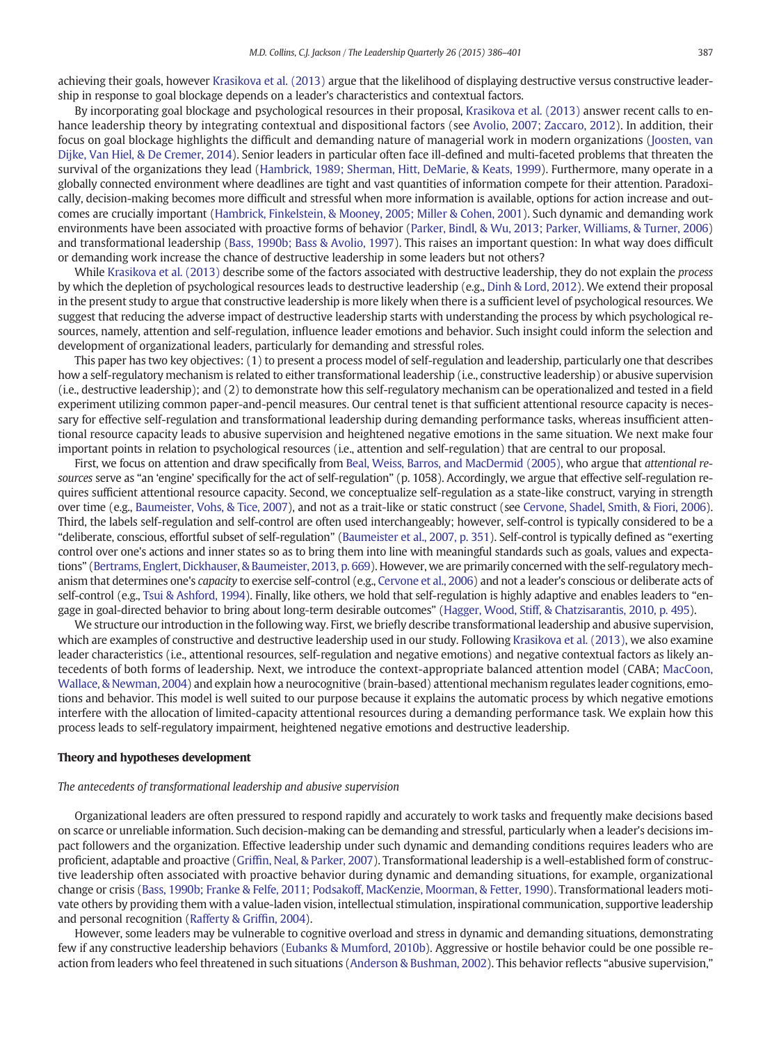achieving their goals, however Krasikova et al. (2013) argue that the likelihood of displaying destructive versus constructive leadership in response to goal blockage depends on a leader's characteristics and contextual factors.

By incorporating goal blockage and psychological resources in their proposal, Krasikova et al. (2013) answer recent calls to enhance leadership theory by integrating contextual and dispositional factors (see Avolio, 2007; Zaccaro, 2012). In addition, their focus on goal blockage highlights the difficult and demanding nature of managerial work in modern organizations (Joosten, van Dijke, Van Hiel, & De Cremer, 2014). Senior leaders in particular often face ill-defined and multi-faceted problems that threaten the survival of the organizations they lead (Hambrick, 1989; Sherman, Hitt, DeMarie, & Keats, 1999). Furthermore, many operate in a globally connected environment where deadlines are tight and vast quantities of information compete for their attention. Paradoxically, decision-making becomes more difficult and stressful when more information is available, options for action increase and outcomes are crucially important (Hambrick, Finkelstein, & Mooney, 2005; Miller & Cohen, 2001). Such dynamic and demanding work environments have been associated with proactive forms of behavior (Parker, Bindl, & Wu, 2013; Parker, Williams, & Turner, 2006) and transformational leadership (Bass, 1990b; Bass & Avolio, 1997). This raises an important question: In what way does difficult or demanding work increase the chance of destructive leadership in some leaders but not others?

While Krasikova et al. (2013) describe some of the factors associated with destructive leadership, they do not explain the *process* by which the depletion of psychological resources leads to destructive leadership (e.g., Dinh & Lord, 2012). We extend their proposal in the present study to argue that constructive leadership is more likely when there is a sufficient level of psychological resources. We suggest that reducing the adverse impact of destructive leadership starts with understanding the process by which psychological resources, namely, attention and self-regulation, influence leader emotions and behavior. Such insight could inform the selection and development of organizational leaders, particularly for demanding and stressful roles.

This paper has two key objectives: (1) to present a process model of self-regulation and leadership, particularly one that describes how a self-regulatory mechanism is related to either transformational leadership (i.e., constructive leadership) or abusive supervision (i.e., destructive leadership); and (2) to demonstrate how this self-regulatory mechanism can be operationalized and tested in a field experiment utilizing common paper-and-pencil measures. Our central tenet is that sufficient attentional resource capacity is necessary for effective self-regulation and transformational leadership during demanding performance tasks, whereas insufficient attentional resource capacity leads to abusive supervision and heightened negative emotions in the same situation. We next make four important points in relation to psychological resources (i.e., attention and self-regulation) that are central to our proposal.

First, we focus on attention and draw specifically from Beal, Weiss, Barros, and MacDermid (2005), who argue that *attentional resources* serve as "an 'engine' specifically for the act of self-regulation" (p. 1058). Accordingly, we argue that effective self-regulation requires sufficient attentional resource capacity. Second, we conceptualize self-regulation as a state-like construct, varying in strength over time (e.g., Baumeister, Vohs, & Tice, 2007), and not as a trait-like or static construct (see Cervone, Shadel, Smith, & Fiori, 2006). Third, the labels self-regulation and self-control are often used interchangeably; however, self-control is typically considered to be a "deliberate, conscious, effortful subset of self-regulation" (Baumeister et al., 2007, p. 351). Self-control is typically defined as "exerting control over one's actions and inner states so as to bring them into line with meaningful standards such as goals, values and expectations" (Bertrams, Englert, Dickhauser, & Baumeister, 2013, p. 669). However, we are primarily concerned with the self-regulatory mechanism that determines one's *capacity* to exercise self-control (e.g., Cervone et al., 2006) and not a leader's conscious or deliberate acts of self-control (e.g., Tsui & Ashford, 1994). Finally, like others, we hold that self-regulation is highly adaptive and enables leaders to "engage in goal-directed behavior to bring about long-term desirable outcomes" (Hagger, Wood, Stiff, & Chatzisarantis, 2010, p. 495).

We structure our introduction in the following way. First, we briefly describe transformational leadership and abusive supervision, which are examples of constructive and destructive leadership used in our study. Following Krasikova et al. (2013), we also examine leader characteristics (i.e., attentional resources, self-regulation and negative emotions) and negative contextual factors as likely antecedents of both forms of leadership. Next, we introduce the context-appropriate balanced attention model (CABA; MacCoon, Wallace, & Newman, 2004) and explain how a neurocognitive (brain-based) attentional mechanism regulates leader cognitions, emotions and behavior. This model is well suited to our purpose because it explains the automatic process by which negative emotions interfere with the allocation of limited-capacity attentional resources during a demanding performance task. We explain how this process leads to self-regulatory impairment, heightened negative emotions and destructive leadership.

## Theory and hypotheses development

### *The antecedents of transformational leadership and abusive supervision*

Organizational leaders are often pressured to respond rapidly and accurately to work tasks and frequently make decisions based on scarce or unreliable information. Such decision-making can be demanding and stressful, particularly when a leader's decisions impact followers and the organization. Effective leadership under such dynamic and demanding conditions requires leaders who are proficient, adaptable and proactive (Griffin, Neal, & Parker, 2007). Transformational leadership is a well-established form of constructive leadership often associated with proactive behavior during dynamic and demanding situations, for example, organizational change or crisis (Bass, 1990b; Franke & Felfe, 2011; Podsakoff, MacKenzie, Moorman, & Fetter, 1990). Transformational leaders motivate others by providing them with a value-laden vision, intellectual stimulation, inspirational communication, supportive leadership and personal recognition (Rafferty & Griffin, 2004).

However, some leaders may be vulnerable to cognitive overload and stress in dynamic and demanding situations, demonstrating few if any constructive leadership behaviors (Eubanks & Mumford, 2010b). Aggressive or hostile behavior could be one possible reaction from leaders who feel threatened in such situations (Anderson & Bushman, 2002). This behavior reflects "abusive supervision,"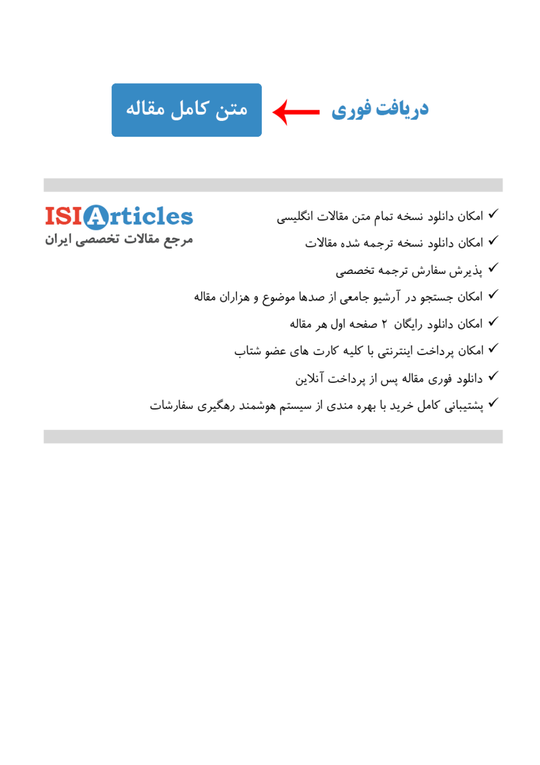متن کامل مقاله ← دریافت فوری

**ISIArticles**
مرجع مقالات تخصصی ایران

- ✓ امکان دانلود نسخه تمام متن مقالات انگلیسی
- ✓ امکان دانلود نسخه ترجمه شده مقالات
- ✓ پذیرش سفارش ترجمه تخصصی
- ✓ امکان جستجو در آرشیو جامعی از صدها موضوع و هزاران مقاله
- ✓ امکان دانلود رایگان ۲ صفحه اول هر مقاله
- ✓ امکان پرداخت اینترنتی با کلیه کارت های عضو شتاب
- ✓ دانلود فوری مقاله پس از پرداخت آنلاین
- ✓ پشتیبانی کامل خرید با بهره مندی از سیستم هوشمند رهگیری سفارشات